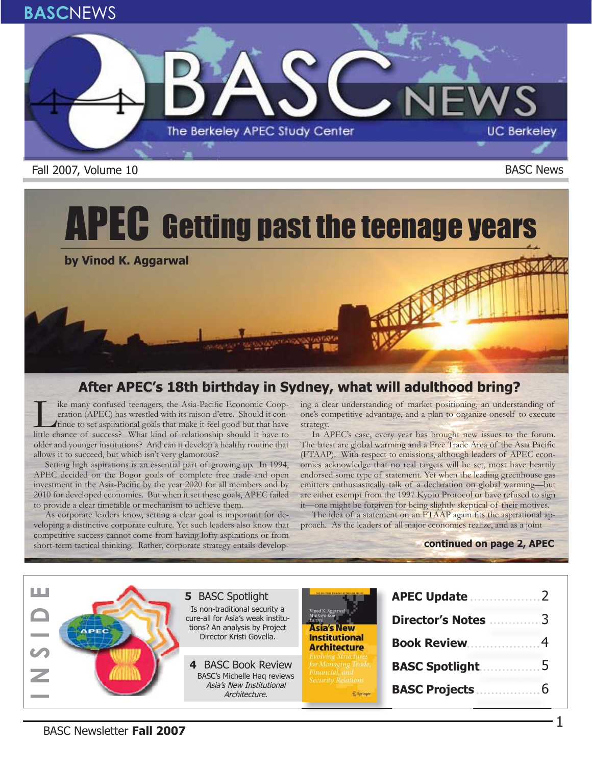# BASC NEWS

The Berkeley APEC Study Center — UC Berkeley

Fall 2007, Volume 10

# APEC Getting past the teenage years

**by Vinod K. Aggarwal**

## After APEC's 18th birthday in Sydney, what will adulthood bring?

Like many confused teenagers, the Asia-Pacific Economic Cooperation (APEC) has wrestled with its raison d'etre. Should it continue to set aspirational goals that make it feel good but that have little chance of success? What kind of relationship should it have to older and younger institutions? And can it develop a healthy routine that allows it to succeed, but which isn't very glamorous?

Setting high aspirations is an essential part of growing up. In 1994, APEC decided on the Bogor goals of complete free trade and open investment in the Asia-Pacific by the year 2020 for all members and by 2010 for developed economies. But when it set these goals, APEC failed to provide a clear timetable or mechanism to achieve them.

As corporate leaders know, setting a clear goal is important for developing a distinctive corporate culture. Yet such leaders also know that competitive success cannot come from having lofty aspirations or from short-term tactical thinking. Rather, corporate strategy entails developing a clear understanding of market positioning, an understanding of one's competitive advantage, and a plan to organize oneself to execute strategy.

In APEC's case, every year has brought new issues to the forum. The latest are global warming and a Free Trade Area of the Asia Pacific (FTAAP). With respect to emissions, although leaders of APEC economies acknowledge that no real targets will be set, most have heartily endorsed some type of statement. Yet when the leading greenhouse gas emitters enthusiastically talk of a declaration on global warming—but are either exempt from the 1997 Kyoto Protocol or have refused to sign it—one might be forgiven for being slightly skeptical of their motives.

The idea of a statement on an FTAAP again fits the aspirational approach. As the leaders of all major economies realize, and as a joint

**continued on page 2, APEC**

## INSIDE

**5 BASC Spotlight**
Is non-traditional security a cure-all for Asia's weak institutions? An analysis by Project Director Kristi Govella.

**4 BASC Book Review**
BASC's Michelle Haq reviews *Asia's New Institutional Architecture.*

- **APEC Update** .................. 2
- **Director's Notes** ............. 3
- **Book Review** .................. 4
- **BASC Spotlight** ............... 5
- **BASC Projects** ................ 6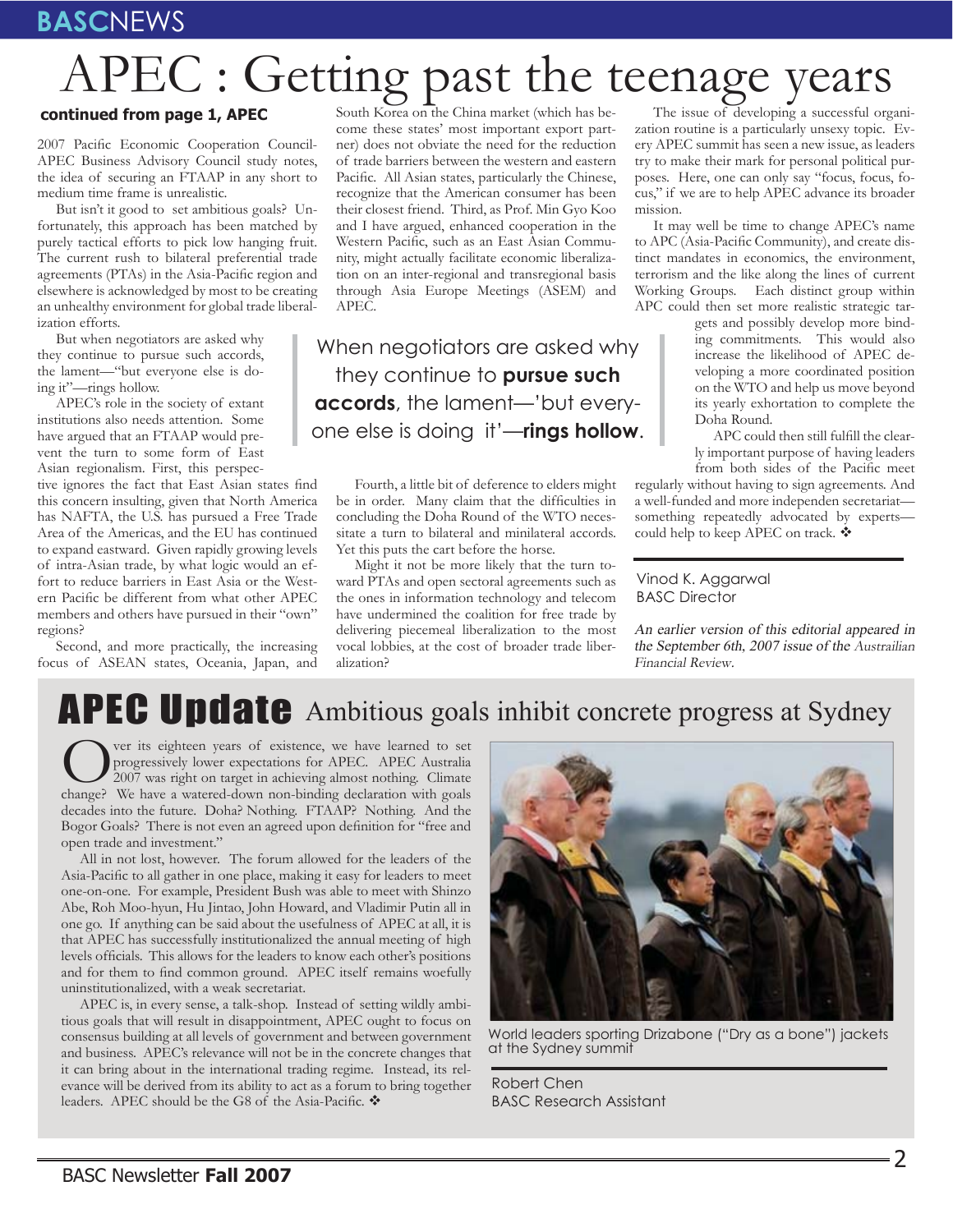# APEC : Getting past the teenage years

**continued from page 1, APEC**

2007 Pacific Economic Cooperation Council-APEC Business Advisory Council study notes, the idea of securing an FTAAP in any short to medium time frame is unrealistic.

But isn't it good to set ambitious goals? Unfortunately, this approach has been matched by purely tactical efforts to pick low hanging fruit. The current rush to bilateral preferential trade agreements (PTAs) in the Asia-Pacific region and elsewhere is acknowledged by most to be creating an unhealthy environment for global trade liberalization efforts.

But when negotiators are asked why they continue to pursue such accords, the lament—"but everyone else is doing it"—rings hollow.

APEC's role in the society of extant institutions also needs attention. Some have argued that an FTAAP would prevent the turn to some form of East Asian regionalism. First, this perspective ignores the fact that East Asian states find this concern insulting, given that North America has NAFTA, the U.S. has pursued a Free Trade Area of the Americas, and the EU has continued to expand eastward. Given rapidly growing levels of intra-Asian trade, by what logic would an effort to reduce barriers in East Asia or the Western Pacific be different from what other APEC members and others have pursued in their "own" regions?

Second, and more practically, the increasing focus of ASEAN states, Oceania, Japan, and South Korea on the China market (which has become these states' most important export partner) does not obviate the need for the reduction of trade barriers between the western and eastern Pacific. All Asian states, particularly the Chinese, recognize that the American consumer has been their closest friend. Third, as Prof. Min Gyo Koo and I have argued, enhanced cooperation in the Western Pacific, such as an East Asian Community, might actually facilitate economic liberalization on an inter-regional and transregional basis through Asia Europe Meetings (ASEM) and APEC.

> When negotiators are asked why they continue to **pursue such accords**, the lament—'but everyone else is doing it'—**rings hollow**.

Fourth, a little bit of deference to elders might be in order. Many claim that the difficulties in concluding the Doha Round of the WTO necessitate a turn to bilateral and minilateral accords. Yet this puts the cart before the horse.

Might it not be more likely that the turn toward PTAs and open sectoral agreements such as the ones in information technology and telecom have undermined the coalition for free trade by delivering piecemeal liberalization to the most vocal lobbies, at the cost of broader trade liberalization?

The issue of developing a successful organization routine is a particularly unsexy topic. Every APEC summit has seen a new issue, as leaders try to make their mark for personal political purposes. Here, one can only say "focus, focus, focus," if we are to help APEC advance its broader mission.

It may well be time to change APEC's name to APC (Asia-Pacific Community), and create distinct mandates in economics, the environment, terrorism and the like along the lines of current Working Groups. Each distinct group within APC could then set more realistic strategic targets and possibly develop more binding commitments. This would also increase the likelihood of APEC developing a more coordinated position on the WTO and help us move beyond its yearly exhortation to complete the Doha Round.

APC could then still fulfill the clearly important purpose of having leaders from both sides of the Pacific meet regularly without having to sign agreements. And a well-funded and more independen secretariat—something repeatedly advocated by experts—could help to keep APEC on track. ❖

Vinod K. Aggarwal
BASC Director

*An earlier version of this editorial appeared in the September 6th, 2007 issue of the Austrailian Financial Review.*

## APEC Update: Ambitious goals inhibit concrete progress at Sydney

Over its eighteen years of existence, we have learned to set progressively lower expectations for APEC. APEC Australia 2007 was right on target in achieving almost nothing. Climate change? We have a watered-down non-binding declaration with goals decades into the future. Doha? Nothing. FTAAP? Nothing. And the Bogor Goals? There is not even an agreed upon definition for "free and open trade and investment."

All in not lost, however. The forum allowed for the leaders of the Asia-Pacific to all gather in one place, making it easy for leaders to meet one-on-one. For example, President Bush was able to meet with Shinzo Abe, Roh Moo-hyun, Hu Jintao, John Howard, and Vladimir Putin all in one go. If anything can be said about the usefulness of APEC at all, it is that APEC has successfully institutionalized the annual meeting of high levels officials. This allows for the leaders to know each other's positions and for them to find common ground. APEC itself remains woefully uninstitutionalized, with a weak secretariat.

APEC is, in every sense, a talk-shop. Instead of setting wildly ambitious goals that will result in disappointment, APEC ought to focus on consensus building at all levels of government and between government and business. APEC's relevance will not be in the concrete changes that it can bring about in the international trading regime. Instead, its relevance will be derived from its ability to act as a forum to bring together leaders. APEC should be the G8 of the Asia-Pacific. ❖

World leaders sporting Drizabone ("Dry as a bone") jackets at the Sydney summit

Robert Chen
BASC Research Assistant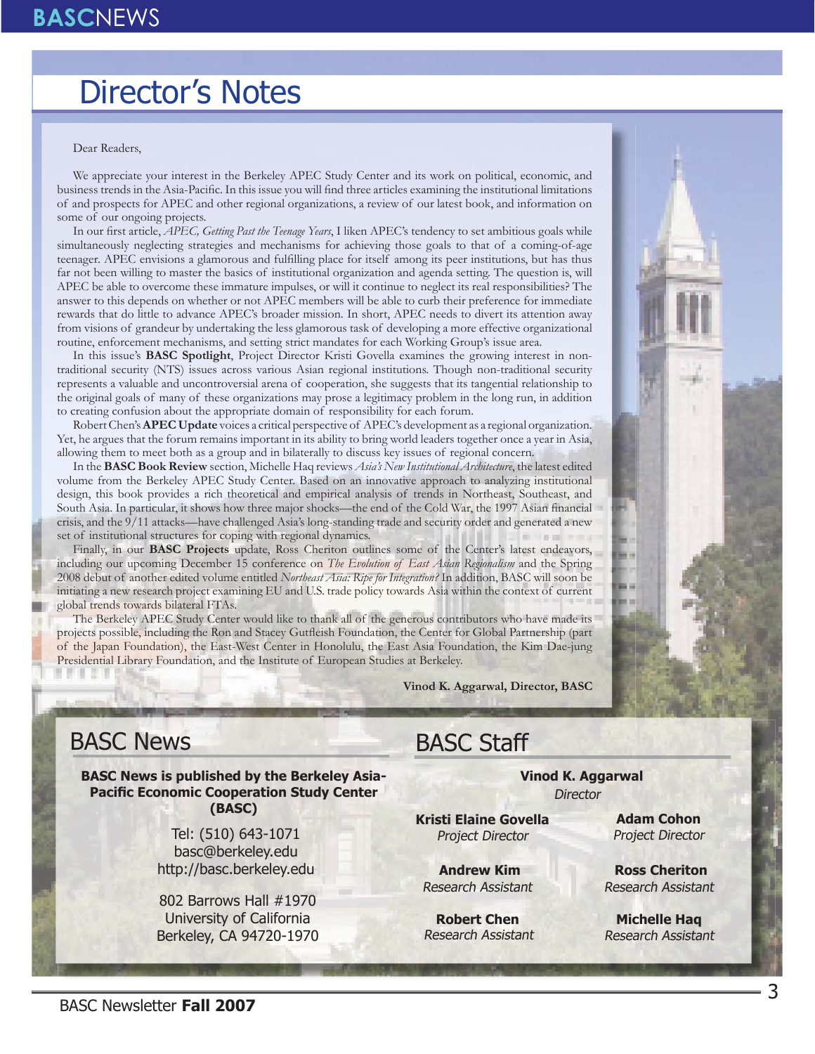# Director's Notes

Dear Readers,

We appreciate your interest in the Berkeley APEC Study Center and its work on political, economic, and business trends in the Asia-Pacific. In this issue you will find three articles examining the institutional limitations of and prospects for APEC and other regional organizations, a review of our latest book, and information on some of our ongoing projects.

In our first article, *APEC, Getting Past the Teenage Years*, I liken APEC's tendency to set ambitious goals while simultaneously neglecting strategies and mechanisms for achieving those goals to that of a coming-of-age teenager. APEC envisions a glamorous and fulfilling place for itself among its peer institutions, but has thus far not been willing to master the basics of institutional organization and agenda setting. The question is, will APEC be able to overcome these immature impulses, or will it continue to neglect its real responsibilities? The answer to this depends on whether or not APEC members will be able to curb their preference for immediate rewards that do little to advance APEC's broader mission. In short, APEC needs to divert its attention away from visions of grandeur by undertaking the less glamorous task of developing a more effective organizational routine, enforcement mechanisms, and setting strict mandates for each Working Group's issue area.

In this issue's **BASC Spotlight**, Project Director Kristi Govella examines the growing interest in non-traditional security (NTS) issues across various Asian regional institutions. Though non-traditional security represents a valuable and uncontroversial arena of cooperation, she suggests that its tangential relationship to the original goals of many of these organizations may prose a legitimacy problem in the long run, in addition to creating confusion about the appropriate domain of responsibility for each forum.

Robert Chen's **APEC Update** voices a critical perspective of APEC's development as a regional organization. Yet, he argues that the forum remains important in its ability to bring world leaders together once a year in Asia, allowing them to meet both as a group and in bilaterally to discuss key issues of regional concern.

In the **BASC Book Review** section, Michelle Haq reviews *Asia's New Institutional Architecture*, the latest edited volume from the Berkeley APEC Study Center. Based on an innovative approach to analyzing institutional design, this book provides a rich theoretical and empirical analysis of trends in Northeast, Southeast, and South Asia. In particular, it shows how three major shocks—the end of the Cold War, the 1997 Asian financial crisis, and the 9/11 attacks—have challenged Asia's long-standing trade and security order and generated a new set of institutional structures for coping with regional dynamics.

Finally, in our **BASC Projects** update, Ross Cheriton outlines some of the Center's latest endeavors, including our upcoming December 15 conference on *The Evolution of East Asian Regionalism* and the Spring 2008 debut of another edited volume entitled *Northeast Asia: Ripe for Integration?* In addition, BASC will soon be initiating a new research project examining EU and U.S. trade policy towards Asia within the context of current global trends towards bilateral FTAs.

The Berkeley APEC Study Center would like to thank all of the generous contributors who have made its projects possible, including the Ron and Stacey Gutfleish Foundation, the Center for Global Partnership (part of the Japan Foundation), the East-West Center in Honolulu, the East Asia Foundation, the Kim Dae-jung Presidential Library Foundation, and the Institute of European Studies at Berkeley.

**Vinod K. Aggarwal, Director, BASC**

## BASC News

**BASC News is published by the Berkeley Asia-Pacific Economic Cooperation Study Center (BASC)**

Tel: (510) 643-1071
basc@berkeley.edu
http://basc.berkeley.edu

802 Barrows Hall #1970
University of California
Berkeley, CA 94720-1970

## BASC Staff

**Vinod K. Aggarwal**
*Director*

**Kristi Elaine Govella**
*Project Director*

**Adam Cohon**
*Project Director*

**Andrew Kim**
*Research Assistant*

**Ross Cheriton**
*Research Assistant*

**Robert Chen**
*Research Assistant*

**Michelle Haq**
*Research Assistant*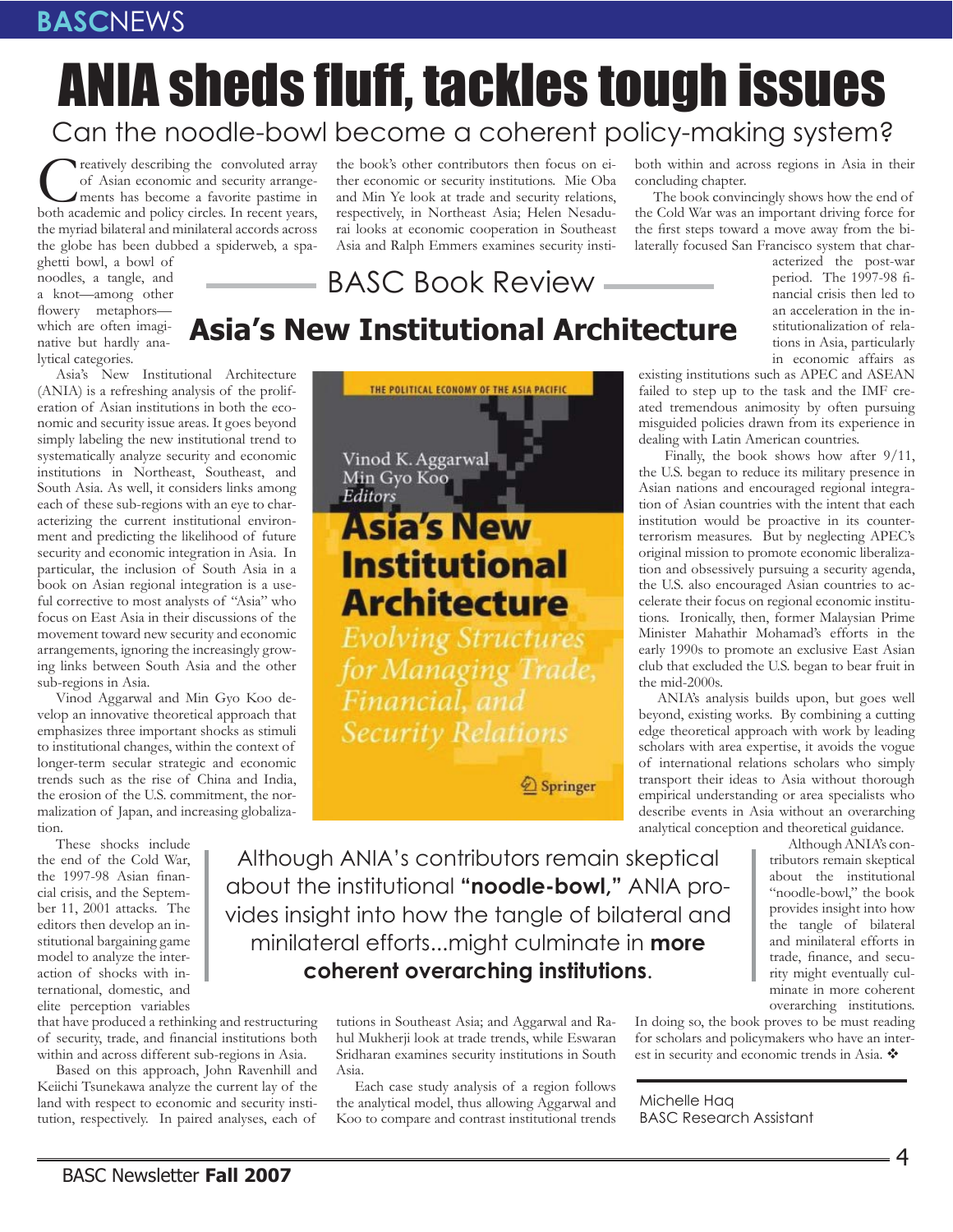# ANIA sheds fluff, tackles tough issues

## Can the noodle-bowl become a coherent policy-making system?

### BASC Book Review

### Asia's New Institutional Architecture

Creatively describing the convoluted array of Asian economic and security arrangements has become a favorite pastime in both academic and policy circles. In recent years, the myriad bilateral and minilateral accords across the globe has been dubbed a spiderweb, a spaghetti bowl, a bowl of noodles, a tangle, and a knot—among other flowery metaphors—which are often imaginative but hardly analytical categories.

Asia's New Institutional Architecture (ANIA) is a refreshing analysis of the proliferation of Asian institutions in both the economic and security issue areas. It goes beyond simply labeling the new institutional trend to systematically analyze security and economic institutions in Northeast, Southeast, and South Asia. As well, it considers links among each of these sub-regions with an eye to characterizing the current institutional environment and predicting the likelihood of future security and economic integration in Asia. In particular, the inclusion of South Asia in a book on Asian regional integration is a useful corrective to most analysts of "Asia" who focus on East Asia in their discussions of the movement toward new security and economic arrangements, ignoring the increasingly growing links between South Asia and the other sub-regions in Asia.

Vinod Aggarwal and Min Gyo Koo develop an innovative theoretical approach that emphasizes three important shocks as stimuli to institutional changes, within the context of longer-term secular strategic and economic trends such as the rise of China and India, the erosion of the U.S. commitment, the normalization of Japan, and increasing globalization.

These shocks include the end of the Cold War, the 1997-98 Asian financial crisis, and the September 11, 2001 attacks. The editors then develop an institutional bargaining game model to analyze the interaction of shocks with international, domestic, and elite perception variables that have produced a rethinking and restructuring of security, trade, and financial institutions both within and across different sub-regions in Asia.

Based on this approach, John Ravenhill and Keiichi Tsunekawa analyze the current lay of the land with respect to economic and security institution, respectively. In paired analyses, each of the book's other contributors then focus on either economic or security institutions. Mie Oba and Min Ye look at trade and security relations, respectively, in Northeast Asia; Helen Nesadurai looks at economic cooperation in Southeast Asia and Ralph Emmers examines security institutions in Southeast Asia; and Aggarwal and Rahul Mukherji look at trade trends, while Eswaran Sridharan examines security institutions in South Asia.

Each case study analysis of a region follows the analytical model, thus allowing Aggarwal and Koo to compare and contrast institutional trends both within and across regions in Asia in their concluding chapter.

The book convincingly shows how the end of the Cold War was an important driving force for the first steps toward a move away from the bilaterally focused San Francisco system that characterized the post-war period. The 1997-98 financial crisis then led to an acceleration in the institutionalization of relations in Asia, particularly in economic affairs as existing institutions such as APEC and ASEAN failed to step up to the task and the IMF created tremendous animosity by often pursuing misguided policies drawn from its experience in dealing with Latin American countries.

Finally, the book shows how after 9/11, the U.S. began to reduce its military presence in Asian nations and encouraged regional integration of Asian countries with the intent that each institution would be proactive in its counterterrorism measures. But by neglecting APEC's original mission to promote economic liberalization and obsessively pursuing a security agenda, the U.S. also encouraged Asian countries to accelerate their focus on regional economic institutions. Ironically, then, former Malaysian Prime Minister Mahathir Mohamad's efforts in the early 1990s to promote an exclusive East Asian club that excluded the U.S. began to bear fruit in the mid-2000s.

ANIA's analysis builds upon, but goes well beyond, existing works. By combining a cutting edge theoretical approach with work by leading scholars with area expertise, it avoids the vogue of international relations scholars who simply transport their ideas to Asia without thorough empirical understanding or area specialists who describe events in Asia without an overarching analytical conception and theoretical guidance.

> Although ANIA's contributors remain skeptical about the institutional **"noodle-bowl,"** ANIA provides insight into how the tangle of bilateral and minilateral efforts...might culminate in **more coherent overarching institutions**.

Although ANIA's contributors remain skeptical about the institutional "noodle-bowl," the book provides insight into how the tangle of bilateral and minilateral efforts in trade, finance, and security might eventually culminate in more coherent overarching institutions. In doing so, the book proves to be must reading for scholars and policymakers who have an interest in security and economic trends in Asia. ❖

Michelle Haq
BASC Research Assistant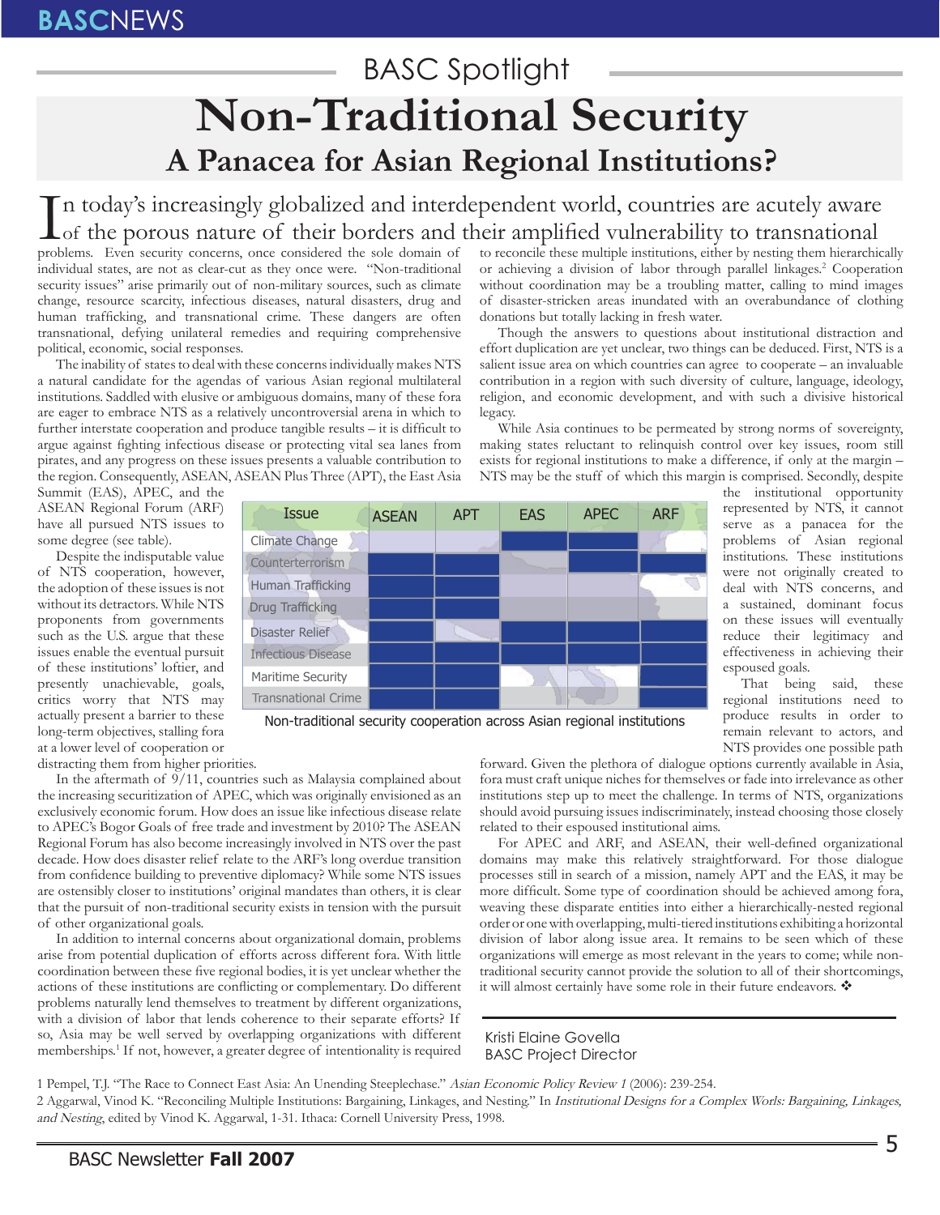BASC Spotlight

# Non-Traditional Security

## A Panacea for Asian Regional Institutions?

In today's increasingly globalized and interdependent world, countries are acutely aware of the porous nature of their borders and their amplified vulnerability to transnational problems. Even security concerns, once considered the sole domain of individual states, are not as clear-cut as they once were. "Non-traditional security issues" arise primarily out of non-military sources, such as climate change, resource scarcity, infectious diseases, natural disasters, drug and human trafficking, and transnational crime. These dangers are often transnational, defying unilateral remedies and requiring comprehensive political, economic, social responses.

The inability of states to deal with these concerns individually makes NTS a natural candidate for the agendas of various Asian regional multilateral institutions. Saddled with elusive or ambiguous domains, many of these fora are eager to embrace NTS as a relatively uncontroversial arena in which to further interstate cooperation and produce tangible results – it is difficult to argue against fighting infectious disease or protecting vital sea lanes from pirates, and any progress on these issues presents a valuable contribution to the region. Consequently, ASEAN, ASEAN Plus Three (APT), the East Asia Summit (EAS), APEC, and the ASEAN Regional Forum (ARF) have all pursued NTS issues to some degree (see table).

| Issue | ASEAN | APT | EAS | APEC | ARF |
|---|---|---|---|---|---|
| Climate Change | | | X | X | |
| Counterterrorism | X | X | | X | X |
| Human Trafficking | X | X | | | |
| Drug Trafficking | X | X | | | |
| Disaster Relief | X | | X | X | X |
| Infectious Disease | X | X | X | X | X |
| Maritime Security | X | X | | | X |
| Transnational Crime | X | X | | | X |

Non-traditional security cooperation across Asian regional institutions

Despite the indisputable value of NTS cooperation, however, the adoption of these issues is not without its detractors. While NTS proponents from governments such as the U.S. argue that these issues enable the eventual pursuit of these institutions' loftier, and presently unachievable, goals, critics worry that NTS may actually present a barrier to these long-term objectives, stalling fora at a lower level of cooperation or distracting them from higher priorities.

In the aftermath of 9/11, countries such as Malaysia complained about the increasing securitization of APEC, which was originally envisioned as an exclusively economic forum. How does an issue like infectious disease relate to APEC's Bogor Goals of free trade and investment by 2010? The ASEAN Regional Forum has also become increasingly involved in NTS over the past decade. How does disaster relief relate to the ARF's long overdue transition from confidence building to preventive diplomacy? While some NTS issues are ostensibly closer to institutions' original mandates than others, it is clear that the pursuit of non-traditional security exists in tension with the pursuit of other organizational goals.

In addition to internal concerns about organizational domain, problems arise from potential duplication of efforts across different fora. With little coordination between these five regional bodies, it is yet unclear whether the actions of these institutions are conflicting or complementary. Do different problems naturally lend themselves to treatment by different organizations, with a division of labor that lends coherence to their separate efforts? If so, Asia may be well served by overlapping organizations with different memberships.[1] If not, however, a greater degree of intentionality is required to reconcile these multiple institutions, either by nesting them hierarchically or achieving a division of labor through parallel linkages.[2] Cooperation without coordination may be a troubling matter, calling to mind images of disaster-stricken areas inundated with an overabundance of clothing donations but totally lacking in fresh water.

Though the answers to questions about institutional distraction and effort duplication are yet unclear, two things can be deduced. First, NTS is a salient issue area on which countries can agree to cooperate – an invaluable contribution in a region with such diversity of culture, language, ideology, religion, and economic development, and with such a divisive historical legacy.

While Asia continues to be permeated by strong norms of sovereignty, making states reluctant to relinquish control over key issues, room still exists for regional institutions to make a difference, if only at the margin – NTS may be the stuff of which this margin is comprised. Secondly, despite the institutional opportunity represented by NTS, it cannot serve as a panacea for the problems of Asian regional institutions. These institutions were not originally created to deal with NTS concerns, and a sustained, dominant focus on these issues will eventually reduce their legitimacy and effectiveness in achieving their espoused goals.

That being said, these regional institutions need to produce results in order to remain relevant to actors, and NTS provides one possible path forward. Given the plethora of dialogue options currently available in Asia, fora must craft unique niches for themselves or fade into irrelevance as other institutions step up to meet the challenge. In terms of NTS, organizations should avoid pursuing issues indiscriminately, instead choosing those closely related to their espoused institutional aims.

For APEC and ARF, and ASEAN, their well-defined organizational domains may make this relatively straightforward. For those dialogue processes still in search of a mission, namely APT and the EAS, it may be more difficult. Some type of coordination should be achieved among fora, weaving these disparate entities into either a hierarchically-nested regional order or one with overlapping, multi-tiered institutions exhibiting a horizontal division of labor along issue area. It remains to be seen which of these organizations will emerge as most relevant in the years to come; while non-traditional security cannot provide the solution to all of their shortcomings, it will almost certainly have some role in their future endeavors. ❖

Kristi Elaine Govella
BASC Project Director

1 Pempel, T.J. "The Race to Connect East Asia: An Unending Steeplechase." *Asian Economic Policy Review 1* (2006): 239-254.

2 Aggarwal, Vinod K. "Reconciling Multiple Institutions: Bargaining, Linkages, and Nesting." In *Institutional Designs for a Complex Worls: Bargaining, Linkages, and Nesting*, edited by Vinod K. Aggarwal, 1-31. Ithaca: Cornell University Press, 1998.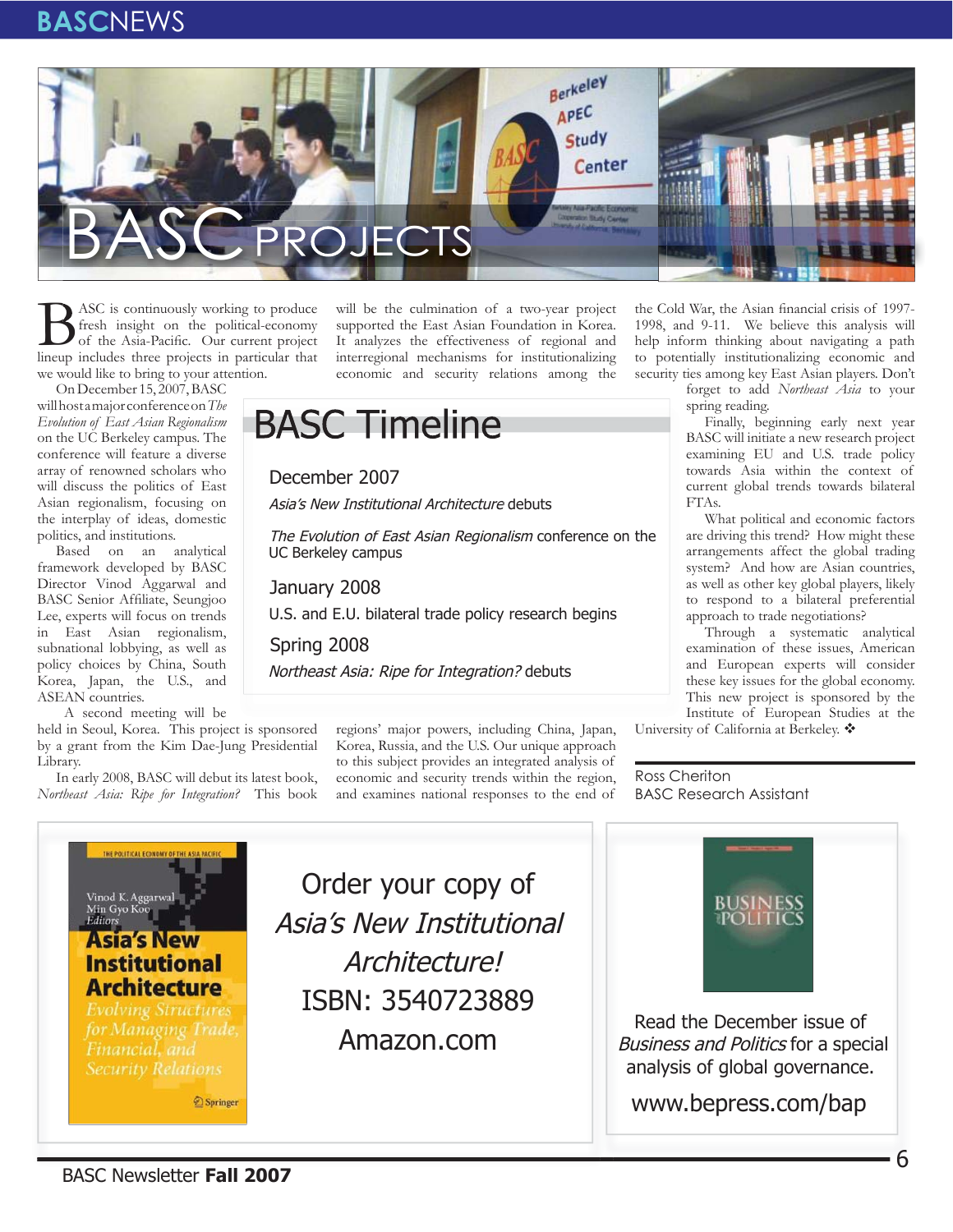# BASC PROJECTS

BASC is continuously working to produce fresh insight on the political-economy of the Asia-Pacific. Our current project lineup includes three projects in particular that we would like to bring to your attention.

On December 15, 2007, BASC will host a major conference on *The Evolution of East Asian Regionalism* on the UC Berkeley campus. The conference will feature a diverse array of renowned scholars who will discuss the politics of East Asian regionalism, focusing on the interplay of ideas, domestic politics, and institutions.

Based on an analytical framework developed by BASC Director Vinod Aggarwal and BASC Senior Affiliate, Seungjoo Lee, experts will focus on trends in East Asian regionalism, subnational lobbying, as well as policy choices by China, South Korea, Japan, the U.S., and ASEAN countries.

A second meeting will be held in Seoul, Korea. This project is sponsored by a grant from the Kim Dae-Jung Presidential Library.

In early 2008, BASC will debut its latest book, *Northeast Asia: Ripe for Integration?* This book will be the culmination of a two-year project supported the East Asian Foundation in Korea. It analyzes the effectiveness of regional and interregional mechanisms for institutionalizing economic and security relations among the regions' major powers, including China, Japan, Korea, Russia, and the U.S. Our unique approach to this subject provides an integrated analysis of economic and security trends within the region, and examines national responses to the end of the Cold War, the Asian financial crisis of 1997-1998, and 9-11. We believe this analysis will help inform thinking about navigating a path to potentially institutionalizing economic and security ties among key East Asian players. Don't forget to add *Northeast Asia* to your spring reading.

Finally, beginning early next year BASC will initiate a new research project examining EU and U.S. trade policy towards Asia within the context of current global trends towards bilateral FTAs.

What political and economic factors are driving this trend? How might these arrangements affect the global trading system? And how are Asian countries, as well as other key global players, likely to respond to a bilateral preferential approach to trade negotiations?

Through a systematic analytical examination of these issues, American and European experts will consider these key issues for the global economy. This new project is sponsored by the Institute of European Studies at the University of California at Berkeley. ❖

Ross Cheriton
BASC Research Assistant

## BASC Timeline

**December 2007**

*Asia's New Institutional Architecture* debuts

*The Evolution of East Asian Regionalism* conference on the UC Berkeley campus

**January 2008**

U.S. and E.U. bilateral trade policy research begins

**Spring 2008**

*Northeast Asia: Ripe for Integration?* debuts

---

Order your copy of *Asia's New Institutional Architecture!*
ISBN: 3540723889
Amazon.com

Read the December issue of *Business and Politics* for a special analysis of global governance.

www.bepress.com/bap

BASC Newsletter **Fall 2007**